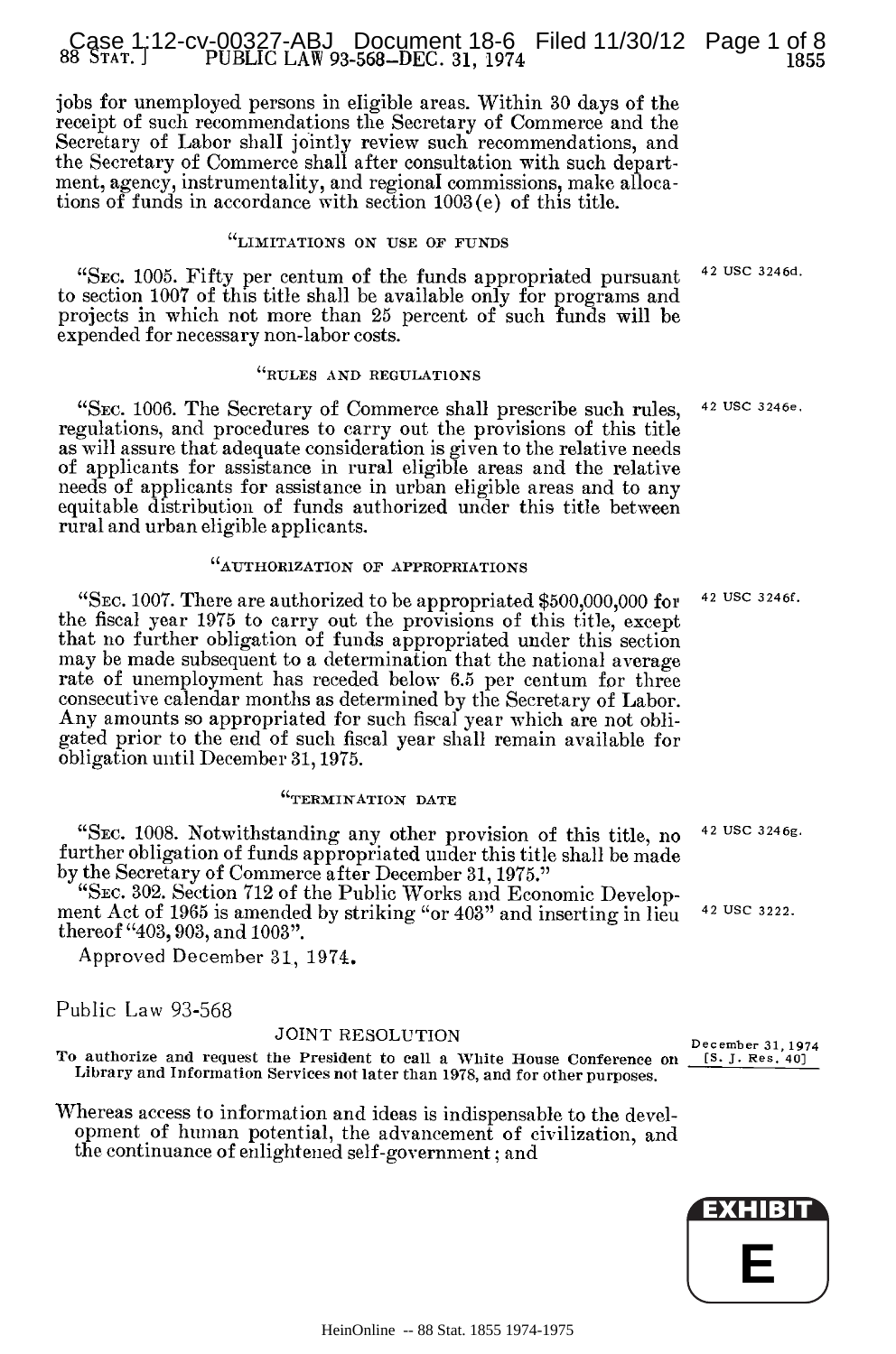jobs for unemployed persons in eligible areas. Within 30 days of the receipt of such recommendations the Secretary of Commerce and the Secretary of Labor shall jointly review such recommendations, and the Secretary of Commerce shall after consultation with such department, agency, instrumentality, and regional commissions, make allocations of funds in accordance with section 1003(e) of this title.

"LIMITATIONS ON USE OF FUNDS

"SEC. 1005. Fifty per centum of the funds appropriated pursuant to section 1007 of this title shall be available only for programs and projects in which not more than 25 percent of such funds will be expended for necessary non-labor costs. 42 USC 3246d.

"RULES AND REGULATIONS

"SEC. 1006. The Secretary of Commerce shall prescribe such rules, regulations, and procedures to carry out the provisions of this title as will assure that adequate consideration is given to the relative needs of applicants for assistance in rural eligible areas and the relative needs of applicants for assistance in urban eligible areas and to any equitable distribution of funds authorized under this title between rural and urban eligible applicants. 42 USC 3246e.

"AUTHORIZATION OF APPROPRIATIONS

"SEC. 1007. There are authorized to be appropriated $500,000,000 for the fiscal year 1975 to carry out the provisions of this title, except that no further obligation of funds appropriated under this section may be made subsequent to a determination that the national average rate of unemployment has receded below 6.5 per centum for three consecutive calendar months as determined by the Secretary of Labor. Any amounts so appropriated for such fiscal year which are not obligated prior to the end of such fiscal year shall remain available for obligation until December 31, 1975. 42 USC 3246f.

"TERMINATION DATE

"SEC. 1008. Notwithstanding any other provision of this title, no further obligation of funds appropriated under this title shall be made by the Secretary of Commerce after December 31, 1975." 42 USC 3246g.

"SEC. 302. Section 712 of the Public Works and Economic Development Act of 1965 is amended by striking "or 403" and inserting in lieu thereof "403, 903, and 1003". 42 USC 3222.

Approved December 31, 1974.

Public Law 93-568

JOINT RESOLUTION

December 31, 1974 [S. J. Res. 40]

To authorize and request the President to call a White House Conference on Library and Information Services not later than 1978, and for other purposes.

Whereas access to information and ideas is indispensable to the development of human potential, the advancement of civilization, and the continuance of enlightened self-government; and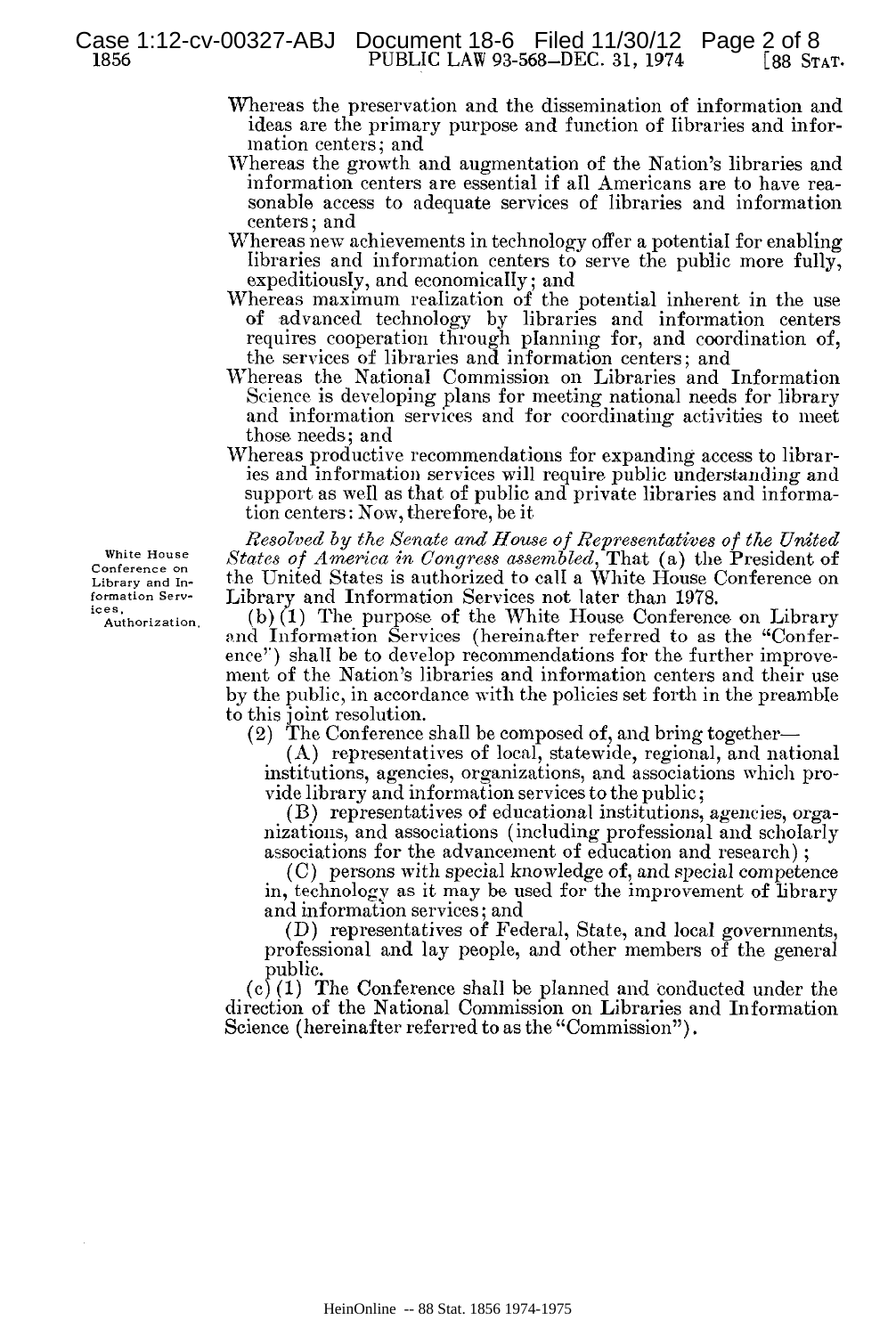Whereas the preservation and the dissemination of information and ideas are the primary purpose and function of libraries and information centers; and

Whereas the growth and augmentation of the Nation's libraries and information centers are essential if all Americans are to have reasonable access to adequate services of libraries and information centers; and

Whereas new achievements in technology offer a potential for enabling libraries and information centers to serve the public more fully, expeditiously, and economically; and

Whereas maximum realization of the potential inherent in the use of advanced technology by libraries and information centers requires cooperation through planning for, and coordination of, the services of libraries and information centers; and

Whereas the National Commission on Libraries and Information Science is developing plans for meeting national needs for library and information services and for coordinating activities to meet those needs; and

Whereas productive recommendations for expanding access to libraries and information services will require public understanding and support as well as that of public and private libraries and information centers: Now, therefore, be it

White House Conference on Library and Information Services. Authorization.

*Resolved by the Senate and House of Representatives of the United States of America in Congress assembled*, That (a) the President of the United States is authorized to call a White House Conference on Library and Information Services not later than 1978.

(b)(1) The purpose of the White House Conference on Library and Information Services (hereinafter referred to as the "Conference") shall be to develop recommendations for the further improvement of the Nation's libraries and information centers and their use by the public, in accordance with the policies set forth in the preamble to this joint resolution.

(2) The Conference shall be composed of, and bring together—

(A) representatives of local, statewide, regional, and national institutions, agencies, organizations, and associations which provide library and information services to the public;

(B) representatives of educational institutions, agencies, organizations, and associations (including professional and scholarly associations for the advancement of education and research);

(C) persons with special knowledge of, and special competence in, technology as it may be used for the improvement of library and information services; and

(D) representatives of Federal, State, and local governments, professional and lay people, and other members of the general public.

(c)(1) The Conference shall be planned and conducted under the direction of the National Commission on Libraries and Information Science (hereinafter referred to as the "Commission").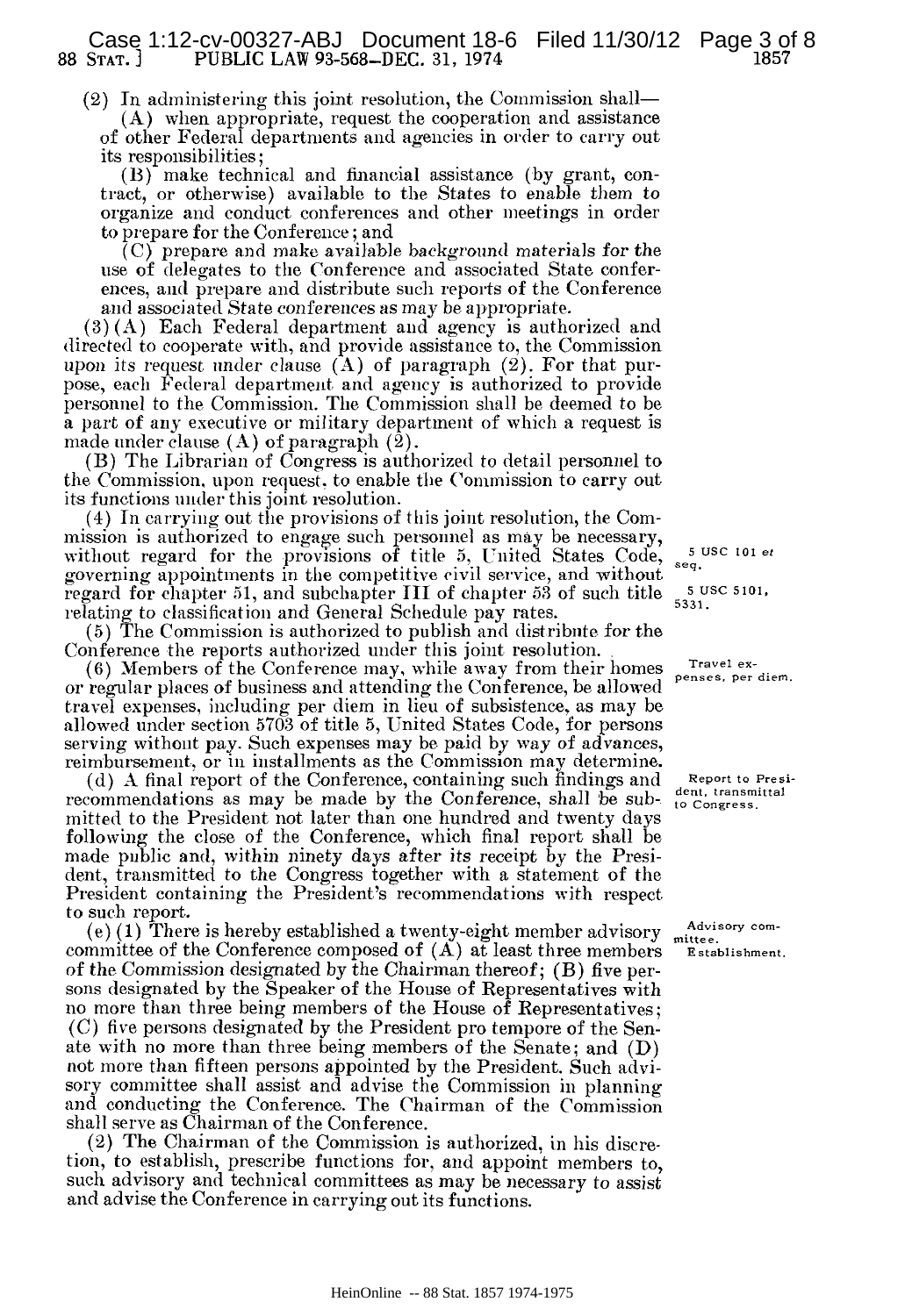(2) In administering this joint resolution, the Commission shall—

(A) when appropriate, request the cooperation and assistance of other Federal departments and agencies in order to carry out its responsibilities;

(B) make technical and financial assistance (by grant, contract, or otherwise) available to the States to enable them to organize and conduct conferences and other meetings in order to prepare for the Conference; and

(C) prepare and make available background materials for the use of delegates to the Conference and associated State conferences, and prepare and distribute such reports of the Conference and associated State conferences as may be appropriate.

(3)(A) Each Federal department and agency is authorized and directed to cooperate with, and provide assistance to, the Commission upon its request under clause (A) of paragraph (2). For that purpose, each Federal department and agency is authorized to provide personnel to the Commission. The Commission shall be deemed to be a part of any executive or military department of which a request is made under clause (A) of paragraph (2).

(B) The Librarian of Congress is authorized to detail personnel to the Commission, upon request, to enable the Commission to carry out its functions under this joint resolution.

(4) In carrying out the provisions of this joint resolution, the Commission is authorized to engage such personnel as may be necessary, without regard for the provisions of title 5, United States Code, governing appointments in the competitive civil service, and without regard for chapter 51, and subchapter III of chapter 53 of such title relating to classification and General Schedule pay rates.

5 USC 101 et seq.

5 USC 5101, 5331.

(5) The Commission is authorized to publish and distribute for the Conference the reports authorized under this joint resolution.

(6) Members of the Conference may, while away from their homes or regular places of business and attending the Conference, be allowed travel expenses, including per diem in lieu of subsistence, as may be allowed under section 5703 of title 5, United States Code, for persons serving without pay. Such expenses may be paid by way of advances, reimbursement, or in installments as the Commission may determine.

Travel expenses, per diem.

(d) A final report of the Conference, containing such findings and recommendations as may be made by the Conference, shall be submitted to the President not later than one hundred and twenty days following the close of the Conference, which final report shall be made public and, within ninety days after its receipt by the President, transmitted to the Congress together with a statement of the President containing the President's recommendations with respect to such report.

Report to President, transmittal to Congress.

(e)(1) There is hereby established a twenty-eight member advisory committee of the Conference composed of (A) at least three members of the Commission designated by the Chairman thereof; (B) five persons designated by the Speaker of the House of Representatives with no more than three being members of the House of Representatives; (C) five persons designated by the President pro tempore of the Senate with no more than three being members of the Senate; and (D) not more than fifteen persons appointed by the President. Such advisory committee shall assist and advise the Commission in planning and conducting the Conference. The Chairman of the Commission shall serve as Chairman of the Conference.

Advisory committee. Establishment.

(2) The Chairman of the Commission is authorized, in his discretion, to establish, prescribe functions for, and appoint members to, such advisory and technical committees as may be necessary to assist and advise the Conference in carrying out its functions.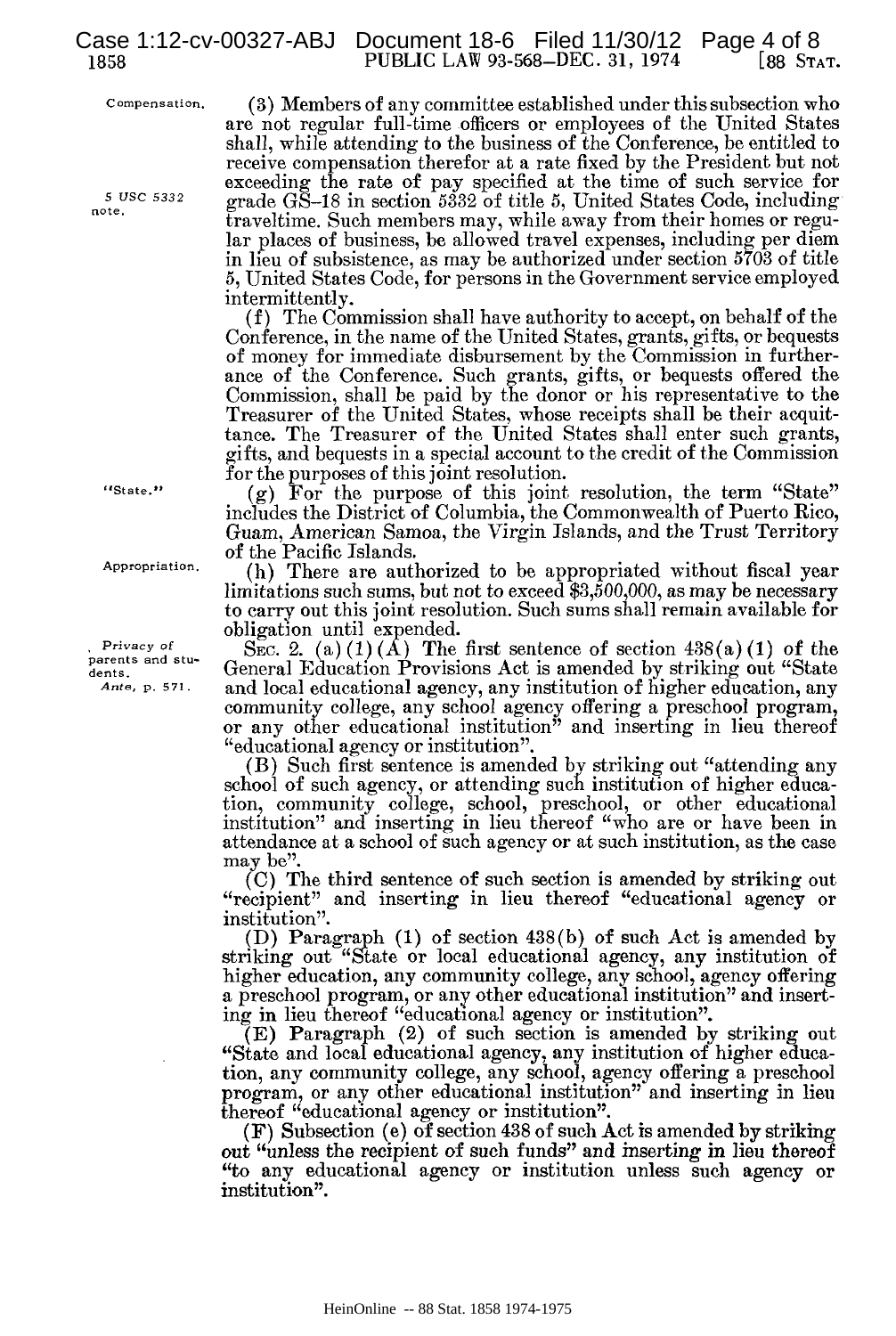Compensation.

(3) Members of any committee established under this subsection who are not regular full-time officers or employees of the United States shall, while attending to the business of the Conference, be entitled to receive compensation therefor at a rate fixed by the President but not exceeding the rate of pay specified at the time of such service for grade GS-18 in section 5332 of title 5, United States Code, including traveltime. Such members may, while away from their homes or regular places of business, be allowed travel expenses, including per diem in lieu of subsistence, as may be authorized under section 5703 of title 5, United States Code, for persons in the Government service employed intermittently.

5 USC 5332 note.

(f) The Commission shall have authority to accept, on behalf of the Conference, in the name of the United States, grants, gifts, or bequests of money for immediate disbursement by the Commission in furtherance of the Conference. Such grants, gifts, or bequests offered the Commission, shall be paid by the donor or his representative to the Treasurer of the United States, whose receipts shall be their acquittance. The Treasurer of the United States shall enter such grants, gifts, and bequests in a special account to the credit of the Commission for the purposes of this joint resolution.

"State."

(g) For the purpose of this joint resolution, the term "State" includes the District of Columbia, the Commonwealth of Puerto Rico, Guam, American Samoa, the Virgin Islands, and the Trust Territory of the Pacific Islands.

Appropriation.

(h) There are authorized to be appropriated without fiscal year limitations such sums, but not to exceed $3,500,000, as may be necessary to carry out this joint resolution. Such sums shall remain available for obligation until expended.

Privacy of parents and students.
*Ante*, p. 571.

SEC. 2. (a)(1)(A) The first sentence of section 438(a)(1) of the General Education Provisions Act is amended by striking out "State and local educational agency, any institution of higher education, any community college, any school agency offering a preschool program, or any other educational institution" and inserting in lieu thereof "educational agency or institution".

(B) Such first sentence is amended by striking out "attending any school of such agency, or attending such institution of higher education, community college, school, preschool, or other educational institution" and inserting in lieu thereof "who are or have been in attendance at a school of such agency or at such institution, as the case may be".

(C) The third sentence of such section is amended by striking out "recipient" and inserting in lieu thereof "educational agency or institution".

(D) Paragraph (1) of section 438(b) of such Act is amended by striking out "State or local educational agency, any institution of higher education, any community college, any school, agency offering a preschool program, or any other educational institution" and inserting in lieu thereof "educational agency or institution".

(E) Paragraph (2) of such section is amended by striking out "State and local educational agency, any institution of higher education, any community college, any school, agency offering a preschool program, or any other educational institution" and inserting in lieu thereof "educational agency or institution".

(F) Subsection (e) of section 438 of such Act is amended by striking out "unless the recipient of such funds" and inserting in lieu thereof "to any educational agency or institution unless such agency or institution".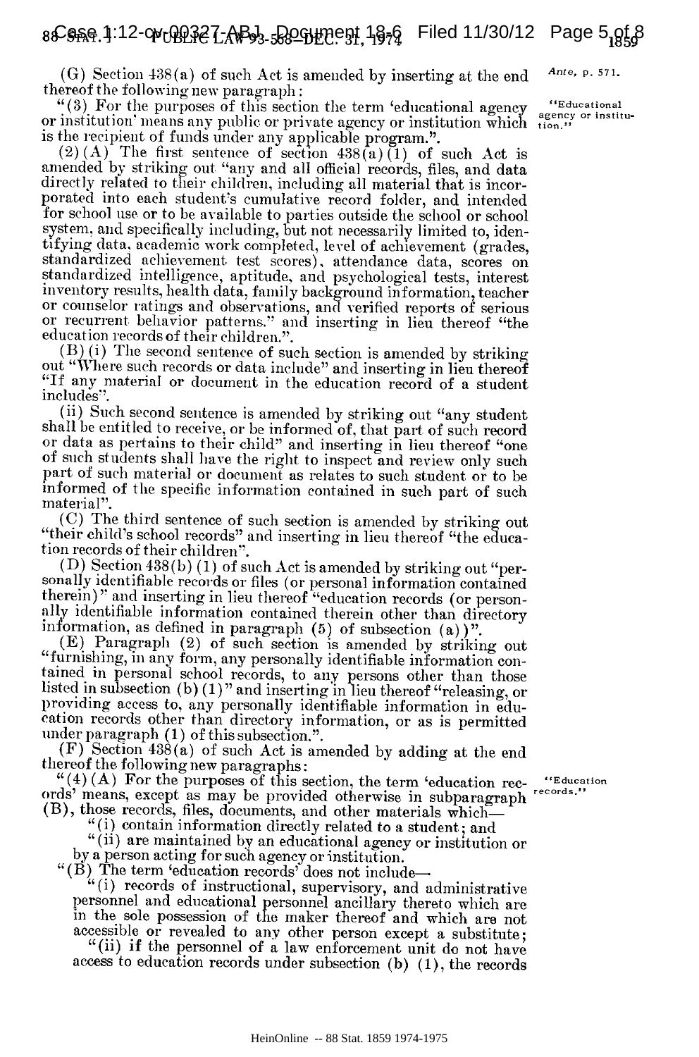(G) Section 438(a) of such Act is amended by inserting at the end thereof the following new paragraph:

*Ante*, p. 571.

"(3) For the purposes of this section the term 'educational agency or institution' means any public or private agency or institution which is the recipient of funds under any applicable program.".

"Educational agency or institution."

(2)(A) The first sentence of section 438(a)(1) of such Act is amended by striking out "any and all official records, files, and data directly related to their children, including all material that is incorporated into each student's cumulative record folder, and intended for school use or to be available to parties outside the school or school system, and specifically including, but not necessarily limited to, identifying data, academic work completed, level of achievement (grades, standardized achievement test scores), attendance data, scores on standardized intelligence, aptitude, and psychological tests, interest inventory results, health data, family background information, teacher or counselor ratings and observations, and verified reports of serious or recurrent behavior patterns." and inserting in lieu thereof "the education records of their children.".

(B)(i) The second sentence of such section is amended by striking out "Where such records or data include" and inserting in lieu thereof "If any material or document in the education record of a student includes".

(ii) Such second sentence is amended by striking out "any student shall be entitled to receive, or be informed of, that part of such record or data as pertains to their child" and inserting in lieu thereof "one of such students shall have the right to inspect and review only such part of such material or document as relates to such student or to be informed of the specific information contained in such part of such material".

(C) The third sentence of such section is amended by striking out "their child's school records" and inserting in lieu thereof "the education records of their children".

(D) Section 438(b)(1) of such Act is amended by striking out "personally identifiable records or files (or personal information contained therein)" and inserting in lieu thereof "education records (or personally identifiable information contained therein other than directory information, as defined in paragraph (5) of subsection (a))".

(E) Paragraph (2) of such section is amended by striking out "furnishing, in any form, any personally identifiable information contained in personal school records, to any persons other than those listed in subsection (b)(1)" and inserting in lieu thereof "releasing, or providing access to, any personally identifiable information in education records other than directory information, or as is permitted under paragraph (1) of this subsection.".

(F) Section 438(a) of such Act is amended by adding at the end thereof the following new paragraphs:

"(4)(A) For the purposes of this section, the term 'education records' means, except as may be provided otherwise in subparagraph (B), those records, files, documents, and other materials which—

"Education records."

"(i) contain information directly related to a student; and

"(ii) are maintained by an educational agency or institution or by a person acting for such agency or institution.

"(B) The term 'education records' does not include—

"(i) records of instructional, supervisory, and administrative personnel and educational personnel ancillary thereto which are in the sole possession of the maker thereof and which are not accessible or revealed to any other person except a substitute;

"(ii) if the personnel of a law enforcement unit do not have access to education records under subsection (b)(1), the records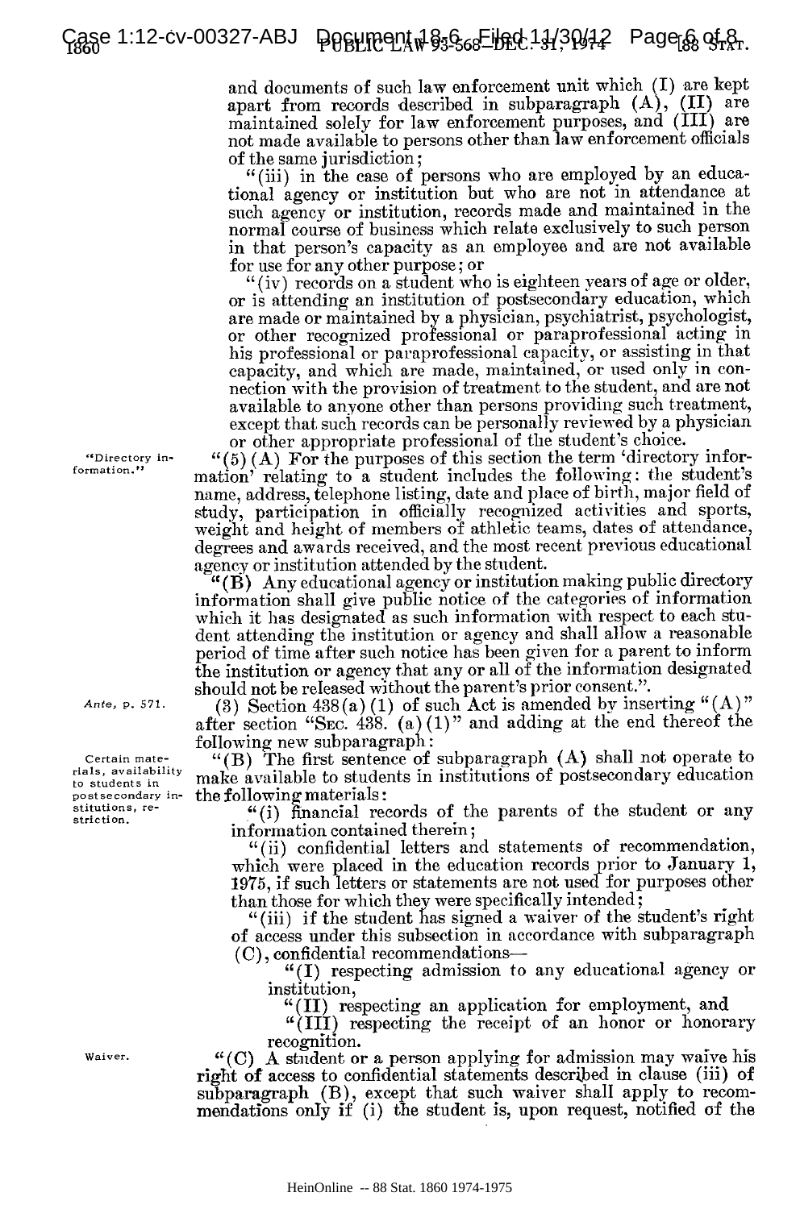and documents of such law enforcement unit which (I) are kept apart from records described in subparagraph (A), (II) are maintained solely for law enforcement purposes, and (III) are not made available to persons other than law enforcement officials of the same jurisdiction;

"(iii) in the case of persons who are employed by an educational agency or institution but who are not in attendance at such agency or institution, records made and maintained in the normal course of business which relate exclusively to such person in that person's capacity as an employee and are not available for use for any other purpose; or

"(iv) records on a student who is eighteen years of age or older, or is attending an institution of postsecondary education, which are made or maintained by a physician, psychiatrist, psychologist, or other recognized professional or paraprofessional acting in his professional or paraprofessional capacity, or assisting in that capacity, and which are made, maintained, or used only in connection with the provision of treatment to the student, and are not available to anyone other than persons providing such treatment, except that such records can be personally reviewed by a physician or other appropriate professional of the student's choice.

"Directory information."

"(5)(A) For the purposes of this section the term 'directory information' relating to a student includes the following: the student's name, address, telephone listing, date and place of birth, major field of study, participation in officially recognized activities and sports, weight and height of members of athletic teams, dates of attendance, degrees and awards received, and the most recent previous educational agency or institution attended by the student.

"(B) Any educational agency or institution making public directory information shall give public notice of the categories of information which it has designated as such information with respect to each student attending the institution or agency and shall allow a reasonable period of time after such notice has been given for a parent to inform the institution or agency that any or all of the information designated should not be released without the parent's prior consent.".

*Ante*, p. 571.

(3) Section 438(a)(1) of such Act is amended by inserting "(A)" after section "SEC. 438. (a)(1)" and adding at the end thereof the following new subparagraph:

Certain materials, availability to students in postsecondary institutions, restriction.

"(B) The first sentence of subparagraph (A) shall not operate to make available to students in institutions of postsecondary education the following materials:

"(i) financial records of the parents of the student or any information contained therein;

"(ii) confidential letters and statements of recommendation, which were placed in the education records prior to January 1, 1975, if such letters or statements are not used for purposes other than those for which they were specifically intended;

"(iii) if the student has signed a waiver of the student's right of access under this subsection in accordance with subparagraph (C), confidential recommendations—

"(I) respecting admission to any educational agency or institution,

"(II) respecting an application for employment, and

"(III) respecting the receipt of an honor or honorary recognition.

Waiver.

"(C) A student or a person applying for admission may waive his right of access to confidential statements described in clause (iii) of subparagraph (B), except that such waiver shall apply to recommendations only if (i) the student is, upon request, notified of the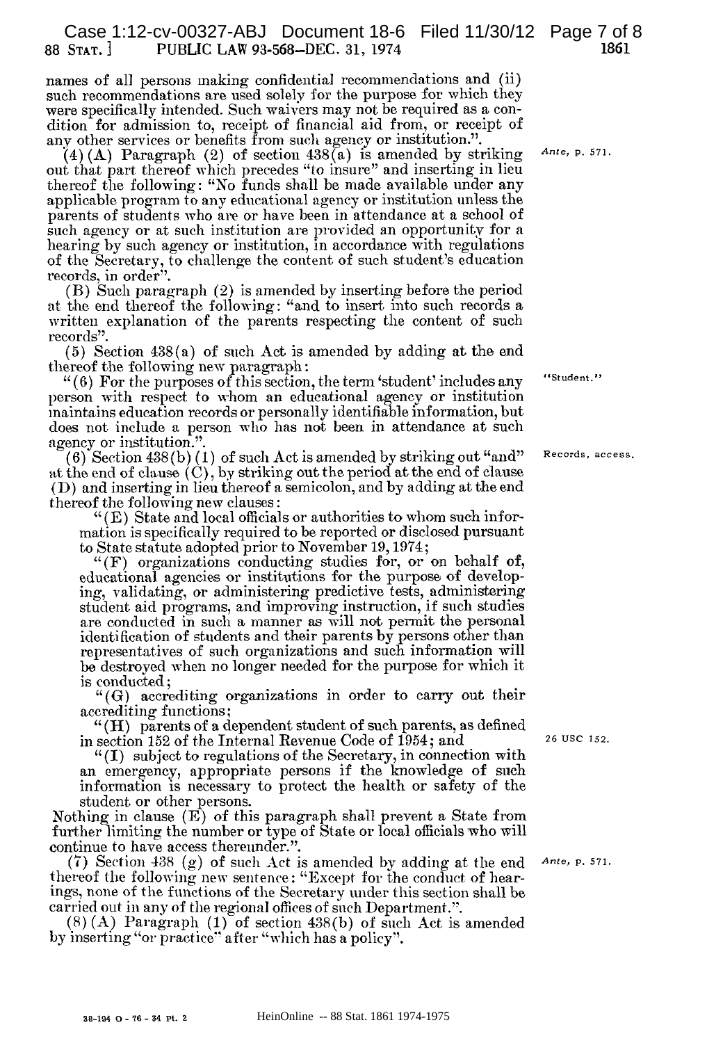names of all persons making confidential recommendations and (ii) such recommendations are used solely for the purpose for which they were specifically intended. Such waivers may not be required as a condition for admission to, receipt of financial aid from, or receipt of any other services or benefits from such agency or institution.".

(4) (A) Paragraph (2) of section 438(a) is amended by striking out that part thereof which precedes "to insure" and inserting in lieu thereof the following: "No funds shall be made available under any applicable program to any educational agency or institution unless the parents of students who are or have been in attendance at a school of such agency or at such institution are provided an opportunity for a hearing by such agency or institution, in accordance with regulations of the Secretary, to challenge the content of such student's education records, in order".

*Ante, p. 571.*

(B) Such paragraph (2) is amended by inserting before the period at the end thereof the following: "and to insert into such records a written explanation of the parents respecting the content of such records".

(5) Section 438(a) of such Act is amended by adding at the end thereof the following new paragraph:

"(6) For the purposes of this section, the term 'student' includes any person with respect to whom an educational agency or institution maintains education records or personally identifiable information, but does not include a person who has not been in attendance at such agency or institution.".

"Student."

(6) Section 438(b)(1) of such Act is amended by striking out "and" at the end of clause (C), by striking out the period at the end of clause (D) and inserting in lieu thereof a semicolon, and by adding at the end thereof the following new clauses:

Records, access.

"(E) State and local officials or authorities to whom such information is specifically required to be reported or disclosed pursuant to State statute adopted prior to November 19, 1974;

"(F) organizations conducting studies for, or on behalf of, educational agencies or institutions for the purpose of developing, validating, or administering predictive tests, administering student aid programs, and improving instruction, if such studies are conducted in such a manner as will not permit the personal identification of students and their parents by persons other than representatives of such organizations and such information will be destroyed when no longer needed for the purpose for which it is conducted;

"(G) accrediting organizations in order to carry out their accrediting functions;

"(H) parents of a dependent student of such parents, as defined in section 152 of the Internal Revenue Code of 1954; and

26 USC 152.

"(I) subject to regulations of the Secretary, in connection with an emergency, appropriate persons if the knowledge of such information is necessary to protect the health or safety of the student or other persons.

Nothing in clause (E) of this paragraph shall prevent a State from further limiting the number or type of State or local officials who will continue to have access thereunder.".

(7) Section 438 (g) of such Act is amended by adding at the end thereof the following new sentence: "Except for the conduct of hearings, none of the functions of the Secretary under this section shall be carried out in any of the regional offices of such Department.".

*Ante, p. 571.*

(8) (A) Paragraph (1) of section 438(b) of such Act is amended by inserting "or practice" after "which has a policy".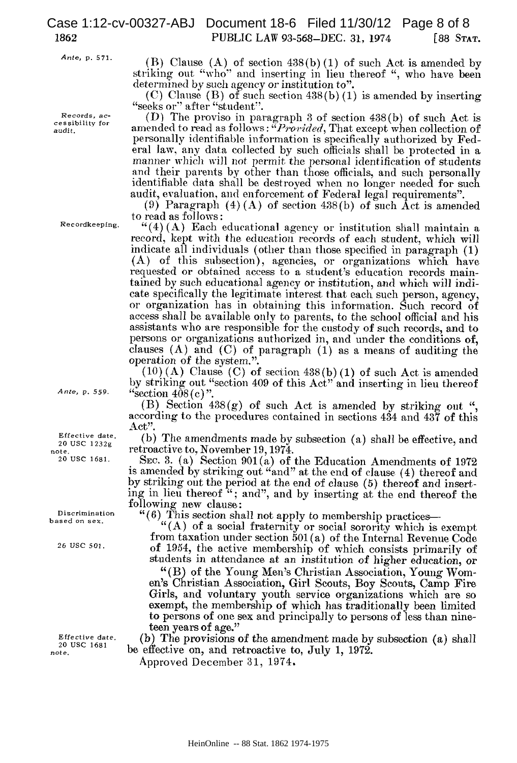(B) Clause (A) of section 438(b)(1) of such Act is amended by striking out "who" and inserting in lieu thereof ", who have been determined by such agency or institution to".

(C) Clause (B) of such section 438(b)(1) is amended by inserting "seeks or" after "student".

(D) The proviso in paragraph 3 of section 438(b) of such Act is amended to read as follows: "*Provided*, That except when collection of personally identifiable information is specifically authorized by Federal law, any data collected by such officials shall be protected in a manner which will not permit the personal identification of students and their parents by other than those officials, and such personally identifiable data shall be destroyed when no longer needed for such audit, evaluation, and enforcement of Federal legal requirements".

(9) Paragraph (4)(A) of section 438(b) of such Act is amended to read as follows:

"(4)(A) Each educational agency or institution shall maintain a record, kept with the education records of each student, which will indicate all individuals (other than those specified in paragraph (1)(A) of this subsection), agencies, or organizations which have requested or obtained access to a student's education records maintained by such educational agency or institution, and which will indicate specifically the legitimate interest that each such person, agency, or organization has in obtaining this information. Such record of access shall be available only to parents, to the school official and his assistants who are responsible for the custody of such records, and to persons or organizations authorized in, and under the conditions of, clauses (A) and (C) of paragraph (1) as a means of auditing the operation of the system.".

(10)(A) Clause (C) of section 438(b)(1) of such Act is amended by striking out "section 409 of this Act" and inserting in lieu thereof "section 408(c)".

(B) Section 438(g) of such Act is amended by striking out ", according to the procedures contained in sections 434 and 437 of this Act".

(b) The amendments made by subsection (a) shall be effective, and retroactive to, November 19, 1974.

SEC. 3. (a) Section 901(a) of the Education Amendments of 1972 is amended by striking out "and" at the end of clause (4) thereof and by striking out the period at the end of clause (5) thereof and inserting in lieu thereof "; and", and by inserting at the end thereof the following new clause:

"(6) This section shall not apply to membership practices—

"(A) of a social fraternity or social sorority which is exempt from taxation under section 501(a) of the Internal Revenue Code of 1954, the active membership of which consists primarily of students in attendance at an institution of higher education, or

"(B) of the Young Men's Christian Association, Young Women's Christian Association, Girl Scouts, Boy Scouts, Camp Fire Girls, and voluntary youth service organizations which are so exempt, the membership of which has traditionally been limited to persons of one sex and principally to persons of less than nineteen years of age."

(b) The provisions of the amendment made by subsection (a) shall be effective on, and retroactive to, July 1, 1972.

Approved December 31, 1974.

Ante, p. 571.

Records, accessibility for audit.

Recordkeeping.

Ante, p. 559.

Effective date. 20 USC 1232g note.

20 USC 1681.

Discrimination based on sex.

26 USC 501.

Effective date. 20 USC 1681 note.